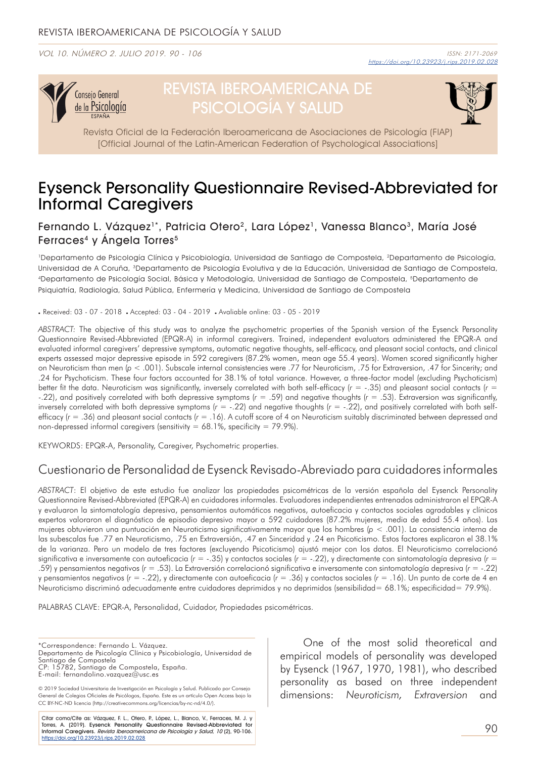# Eysenck Personality Questionnaire Revised-Abbreviated for Informal Caregivers

Fernando L. Vázquez[1]*, Patricia Otero[2], Lara López[1], Vanessa Blanco[3], María José Ferraces[4] y Ángela Torres[5]

[1]Departamento de Psicología Clínica y Psicobiología, Universidad de Santiago de Compostela, [2]Departamento de Psicología, Universidad de A Coruña, [3]Departamento de Psicología Evolutiva y de la Educación, Universidad de Santiago de Compostela, [4]Departamento de Psicología Social, Básica y Metodología, Universidad de Santiago de Compostela, [5]Departamento de Psiquiatría, Radiología, Salud Pública, Enfermería y Medicina, Universidad de Santiago de Compostela

• Received: 03 - 07 - 2018 • Accepted: 03 - 04 - 2019 • Avaliable online: 03 - 05 - 2019

*ABSTRACT:* The objective of this study was to analyze the psychometric properties of the Spanish version of the Eysenck Personality Questionnaire Revised-Abbreviated (EPQR-A) in informal caregivers. Trained, independent evaluators administered the EPQR-A and evaluated informal caregivers' depressive symptoms, automatic negative thoughts, self-efficacy, and pleasant social contacts, and clinical experts assessed major depressive episode in 592 caregivers (87.2% women, mean age 55.4 years). Women scored significantly higher on Neuroticism than men ($p < .001$). Subscale internal consistencies were .77 for Neuroticism, .75 for Extraversion, .47 for Sincerity; and .24 for Psychoticism. These four factors accounted for 38.1% of total variance. However, a three-factor model (excluding Psychoticism) better fit the data. Neuroticism was significantly, inversely correlated with both self-efficacy ($r = -.35$) and pleasant social contacts ($r = -.22$), and positively correlated with both depressive symptoms ($r = .59$) and negative thoughts ($r = .53$). Extraversion was significantly, inversely correlated with both depressive symptoms ($r = -.22$) and negative thoughts ($r = -.22$), and positively correlated with both self-efficacy ($r = .36$) and pleasant social contacts ($r = .16$). A cutoff score of 4 on Neuroticism suitably discriminated between depressed and non-depressed informal caregivers (sensitivity = 68.1%, specificity = 79.9%).

KEYWORDS: EPQR-A, Personality, Caregiver, Psychometric properties.

## Cuestionario de Personalidad de Eysenck Revisado-Abreviado para cuidadores informales

*ABSTRACT*: El objetivo de este estudio fue analizar las propiedades psicométricas de la versión española del Eysenck Personality Questionnaire Revised-Abbreviated (EPQR-A) en cuidadores informales. Evaluadores independientes entrenados administraron el EPQR-A y evaluaron la sintomatología depresiva, pensamientos automáticos negativos, autoeficacia y contactos sociales agradables y clínicos expertos valoraron el diagnóstico de episodio depresivo mayor a 592 cuidadores (87.2% mujeres, media de edad 55.4 años). Las mujeres obtuvieron una puntuación en Neuroticismo significativamente mayor que los hombres ($p < .001$). La consistencia interna de las subescalas fue .77 en Neuroticismo, .75 en Extraversión, .47 en Sinceridad y .24 en Psicoticismo. Estos factores explicaron el 38.1% de la varianza. Pero un modelo de tres factores (excluyendo Psicoticismo) ajustó mejor con los datos. El Neuroticismo correlacionó significativa e inversamente con autoeficacia ($r = -.35$) y contactos sociales ($r = -.22$), y directamente con sintomatología depresiva ($r = .59$) y pensamientos negativos ($r = .53$). La Extraversión correlacionó significativa e inversamente con sintomatología depresiva ($r = -.22$) y pensamientos negativos ($r = -.22$), y directamente con autoeficacia ($r = .36$) y contactos sociales ($r = .16$). Un punto de corte de 4 en Neuroticismo discriminó adecuadamente entre cuidadores deprimidos y no deprimidos (sensibilidad= 68.1%; especificidad= 79.9%).

PALABRAS CLAVE: EPQR-A, Personalidad, Cuidador, Propiedades psicométricas.

One of the most solid theoretical and empirical models of personality was developed by Eysenck (1967, 1970, 1981), who described personality as based on three independent dimensions: *Neuroticism*, *Extraversion* and

*Correspondence: Fernando L. Vázquez.
Departamento de Psicología Clínica y Psicobiología, Universidad de Santiago de Compostela
CP: 15782, Santiago de Compostela, España.
E-mail: fernandolino.vazquez@usc.es

© 2019 Sociedad Universitaria de Investigación en Psicología y Salud. Publicado por Consejo General de Colegios Oficiales de Psicólogos, España. Este es un artículo Open Access bajo la CC BY-NC-ND licencia (http://creativecommons.org/licencias/by-nc-nd/4.0/).

Citar como/Cite as: Vázquez, F. L., Otero, P., López, L., Blanco, V., Ferraces, M. J. y Torres, A. (2019). Eysenck Personality Questionnaire Revised-Abbreviated for Informal Caregivers. *Revista Iberoamericana de Psicología y Salud, 10* (2), 90-106. https://doi.org/10.23923/j.rips.2019.02.028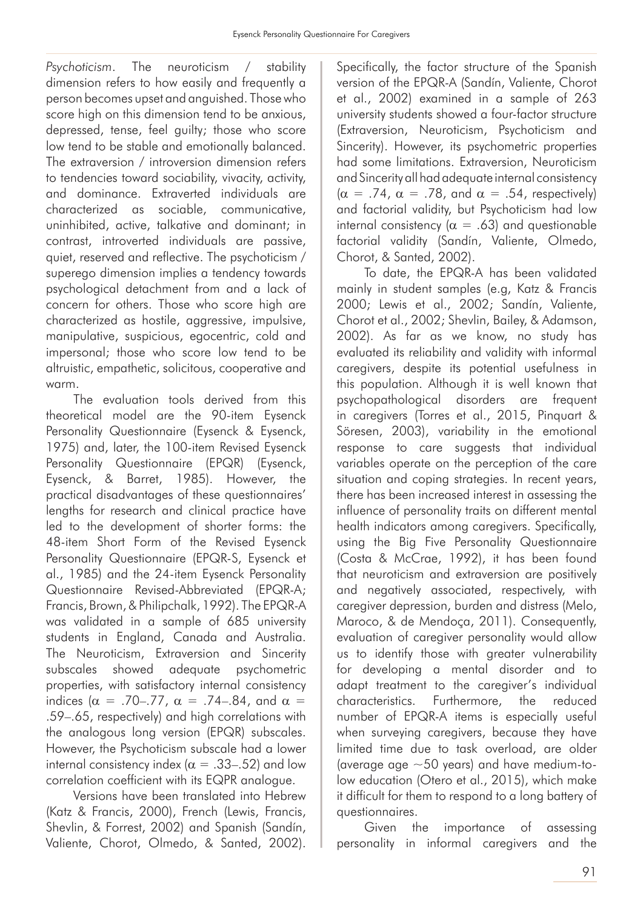*Psychoticism*. The neuroticism / stability dimension refers to how easily and frequently a person becomes upset and anguished. Those who score high on this dimension tend to be anxious, depressed, tense, feel guilty; those who score low tend to be stable and emotionally balanced. The extraversion / introversion dimension refers to tendencies toward sociability, vivacity, activity, and dominance. Extraverted individuals are characterized as sociable, communicative, uninhibited, active, talkative and dominant; in contrast, introverted individuals are passive, quiet, reserved and reflective. The psychoticism / superego dimension implies a tendency towards psychological detachment from and a lack of concern for others. Those who score high are characterized as hostile, aggressive, impulsive, manipulative, suspicious, egocentric, cold and impersonal; those who score low tend to be altruistic, empathetic, solicitous, cooperative and warm.

The evaluation tools derived from this theoretical model are the 90-item Eysenck Personality Questionnaire (Eysenck & Eysenck, 1975) and, later, the 100-item Revised Eysenck Personality Questionnaire (EPQR) (Eysenck, Eysenck, & Barret, 1985). However, the practical disadvantages of these questionnaires' lengths for research and clinical practice have led to the development of shorter forms: the 48-item Short Form of the Revised Eysenck Personality Questionnaire (EPQR-S, Eysenck et al., 1985) and the 24-item Eysenck Personality Questionnaire Revised-Abbreviated (EPQR-A; Francis, Brown, & Philipchalk, 1992). The EPQR-A was validated in a sample of 685 university students in England, Canada and Australia. The Neuroticism, Extraversion and Sincerity subscales showed adequate psychometric properties, with satisfactory internal consistency indices ($\alpha$ = .70–.77, $\alpha$ = .74–.84, and $\alpha$ = .59–.65, respectively) and high correlations with the analogous long version (EPQR) subscales. However, the Psychoticism subscale had a lower internal consistency index ($\alpha$ = .33–.52) and low correlation coefficient with its EQPR analogue.

Versions have been translated into Hebrew (Katz & Francis, 2000), French (Lewis, Francis, Shevlin, & Forrest, 2002) and Spanish (Sandín, Valiente, Chorot, Olmedo, & Santed, 2002). Specifically, the factor structure of the Spanish version of the EPQR-A (Sandín, Valiente, Chorot et al., 2002) examined in a sample of 263 university students showed a four-factor structure (Extraversion, Neuroticism, Psychoticism and Sincerity). However, its psychometric properties had some limitations. Extraversion, Neuroticism and Sincerity all had adequate internal consistency ($\alpha$ = .74, $\alpha$ = .78, and $\alpha$ = .54, respectively) and factorial validity, but Psychoticism had low internal consistency ($\alpha$ = .63) and questionable factorial validity (Sandín, Valiente, Olmedo, Chorot, & Santed, 2002).

To date, the EPQR-A has been validated mainly in student samples (e.g, Katz & Francis 2000; Lewis et al., 2002; Sandín, Valiente, Chorot et al., 2002; Shevlin, Bailey, & Adamson, 2002). As far as we know, no study has evaluated its reliability and validity with informal caregivers, despite its potential usefulness in this population. Although it is well known that psychopathological disorders are frequent in caregivers (Torres et al., 2015, Pinquart & Söresen, 2003), variability in the emotional response to care suggests that individual variables operate on the perception of the care situation and coping strategies. In recent years, there has been increased interest in assessing the influence of personality traits on different mental health indicators among caregivers. Specifically, using the Big Five Personality Questionnaire (Costa & McCrae, 1992), it has been found that neuroticism and extraversion are positively and negatively associated, respectively, with caregiver depression, burden and distress (Melo, Maroco, & de Mendoça, 2011). Consequently, evaluation of caregiver personality would allow us to identify those with greater vulnerability for developing a mental disorder and to adapt treatment to the caregiver's individual characteristics. Furthermore, the reduced number of EPQR-A items is especially useful when surveying caregivers, because they have limited time due to task overload, are older (average age ~50 years) and have medium-to-low education (Otero et al., 2015), which make it difficult for them to respond to a long battery of questionnaires.

Given the importance of assessing personality in informal caregivers and the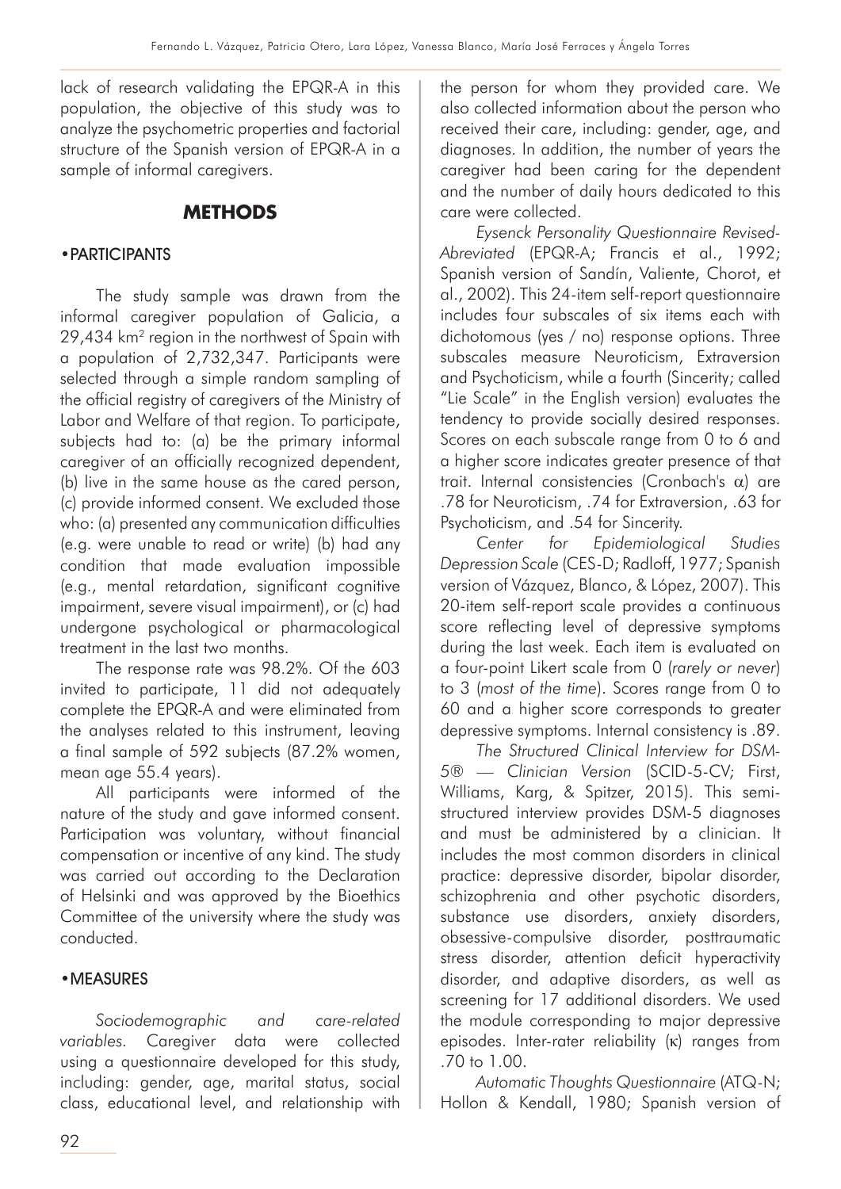lack of research validating the EPQR-A in this population, the objective of this study was to analyze the psychometric properties and factorial structure of the Spanish version of EPQR-A in a sample of informal caregivers.

## METHODS

### • PARTICIPANTS

The study sample was drawn from the informal caregiver population of Galicia, a 29,434 km$^2$ region in the northwest of Spain with a population of 2,732,347. Participants were selected through a simple random sampling of the official registry of caregivers of the Ministry of Labor and Welfare of that region. To participate, subjects had to: (a) be the primary informal caregiver of an officially recognized dependent, (b) live in the same house as the cared person, (c) provide informed consent. We excluded those who: (a) presented any communication difficulties (e.g. were unable to read or write) (b) had any condition that made evaluation impossible (e.g., mental retardation, significant cognitive impairment, severe visual impairment), or (c) had undergone psychological or pharmacological treatment in the last two months.

The response rate was 98.2%. Of the 603 invited to participate, 11 did not adequately complete the EPQR-A and were eliminated from the analyses related to this instrument, leaving a final sample of 592 subjects (87.2% women, mean age 55.4 years).

All participants were informed of the nature of the study and gave informed consent. Participation was voluntary, without financial compensation or incentive of any kind. The study was carried out according to the Declaration of Helsinki and was approved by the Bioethics Committee of the university where the study was conducted.

### • MEASURES

*Sociodemographic and care-related variables.* Caregiver data were collected using a questionnaire developed for this study, including: gender, age, marital status, social class, educational level, and relationship with the person for whom they provided care. We also collected information about the person who received their care, including: gender, age, and diagnoses. In addition, the number of years the caregiver had been caring for the dependent and the number of daily hours dedicated to this care were collected.

*Eysenck Personality Questionnaire Revised-Abreviated* (EPQR-A; Francis et al., 1992; Spanish version of Sandín, Valiente, Chorot, et al., 2002). This 24-item self-report questionnaire includes four subscales of six items each with dichotomous (yes / no) response options. Three subscales measure Neuroticism, Extraversion and Psychoticism, while a fourth (Sincerity; called "Lie Scale" in the English version) evaluates the tendency to provide socially desired responses. Scores on each subscale range from 0 to 6 and a higher score indicates greater presence of that trait. Internal consistencies (Cronbach's $\alpha$) are .78 for Neuroticism, .74 for Extraversion, .63 for Psychoticism, and .54 for Sincerity.

*Center for Epidemiological Studies Depression Scale* (CES-D; Radloff, 1977; Spanish version of Vázquez, Blanco, & López, 2007). This 20-item self-report scale provides a continuous score reflecting level of depressive symptoms during the last week. Each item is evaluated on a four-point Likert scale from 0 (*rarely or never*) to 3 (*most of the time*). Scores range from 0 to 60 and a higher score corresponds to greater depressive symptoms. Internal consistency is .89.

*The Structured Clinical Interview for DSM-5® — Clinician Version* (SCID-5-CV; First, Williams, Karg, & Spitzer, 2015). This semi-structured interview provides DSM-5 diagnoses and must be administered by a clinician. It includes the most common disorders in clinical practice: depressive disorder, bipolar disorder, schizophrenia and other psychotic disorders, substance use disorders, anxiety disorders, obsessive-compulsive disorder, posttraumatic stress disorder, attention deficit hyperactivity disorder, and adaptive disorders, as well as screening for 17 additional disorders. We used the module corresponding to major depressive episodes. Inter-rater reliability ($\kappa$) ranges from .70 to 1.00.

*Automatic Thoughts Questionnaire* (ATQ-N; Hollon & Kendall, 1980; Spanish version of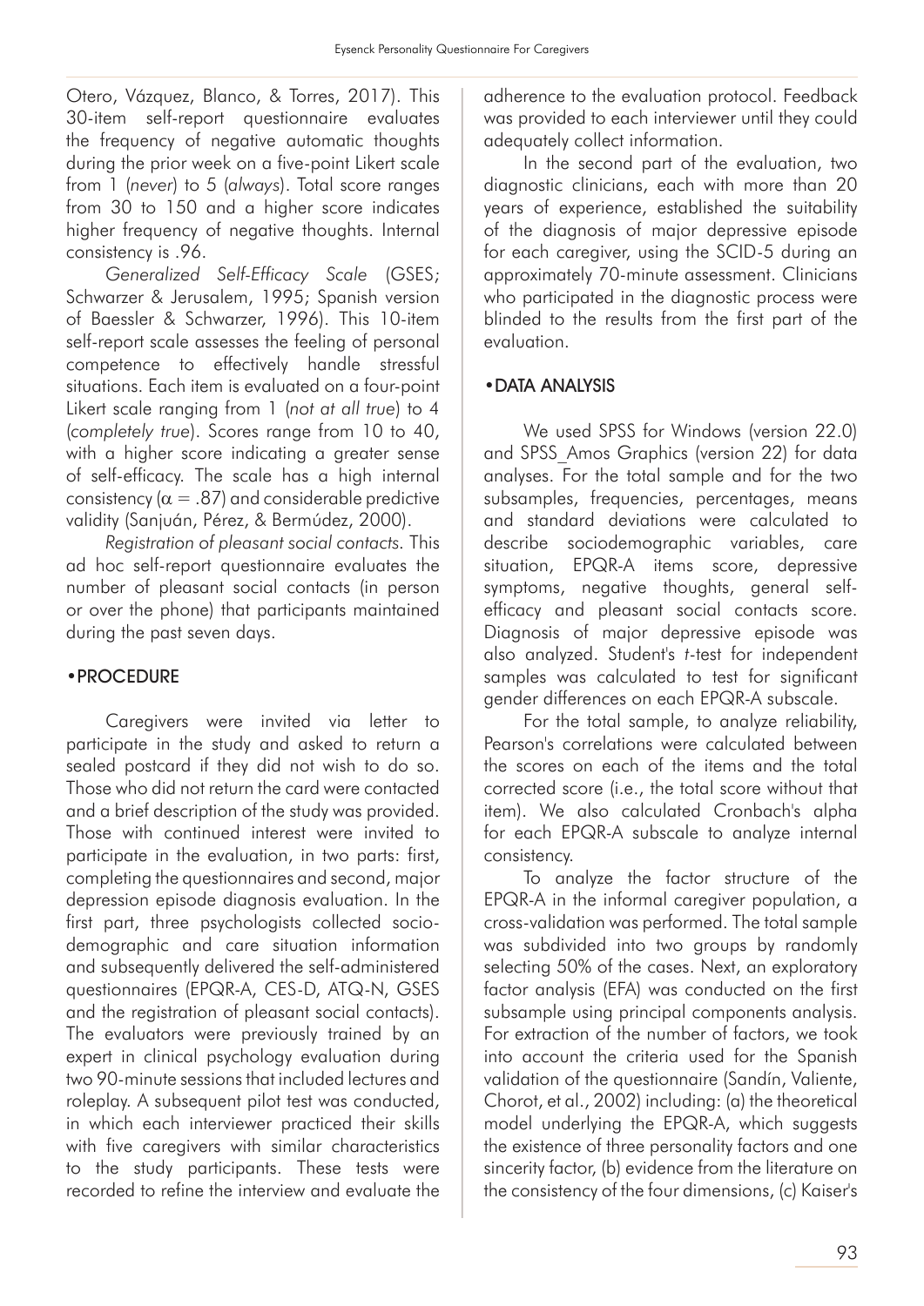Otero, Vázquez, Blanco, & Torres, 2017). This 30-item self-report questionnaire evaluates the frequency of negative automatic thoughts during the prior week on a five-point Likert scale from 1 (*never*) to 5 (*always*). Total score ranges from 30 to 150 and a higher score indicates higher frequency of negative thoughts. Internal consistency is .96.

*Generalized Self-Efficacy Scale* (GSES; Schwarzer & Jerusalem, 1995; Spanish version of Baessler & Schwarzer, 1996). This 10-item self-report scale assesses the feeling of personal competence to effectively handle stressful situations. Each item is evaluated on a four-point Likert scale ranging from 1 (*not at all true*) to 4 (*completely true*). Scores range from 10 to 40, with a higher score indicating a greater sense of self-efficacy. The scale has a high internal consistency ($\alpha = .87$) and considerable predictive validity (Sanjuán, Pérez, & Bermúdez, 2000).

*Registration of pleasant social contacts.* This ad hoc self-report questionnaire evaluates the number of pleasant social contacts (in person or over the phone) that participants maintained during the past seven days.

## • PROCEDURE

Caregivers were invited via letter to participate in the study and asked to return a sealed postcard if they did not wish to do so. Those who did not return the card were contacted and a brief description of the study was provided. Those with continued interest were invited to participate in the evaluation, in two parts: first, completing the questionnaires and second, major depression episode diagnosis evaluation. In the first part, three psychologists collected socio-demographic and care situation information and subsequently delivered the self-administered questionnaires (EPQR-A, CES-D, ATQ-N, GSES and the registration of pleasant social contacts). The evaluators were previously trained by an expert in clinical psychology evaluation during two 90-minute sessions that included lectures and roleplay. A subsequent pilot test was conducted, in which each interviewer practiced their skills with five caregivers with similar characteristics to the study participants. These tests were recorded to refine the interview and evaluate the adherence to the evaluation protocol. Feedback was provided to each interviewer until they could adequately collect information.

In the second part of the evaluation, two diagnostic clinicians, each with more than 20 years of experience, established the suitability of the diagnosis of major depressive episode for each caregiver, using the SCID-5 during an approximately 70-minute assessment. Clinicians who participated in the diagnostic process were blinded to the results from the first part of the evaluation.

## • DATA ANALYSIS

We used SPSS for Windows (version 22.0) and SPSS_Amos Graphics (version 22) for data analyses. For the total sample and for the two subsamples, frequencies, percentages, means and standard deviations were calculated to describe sociodemographic variables, care situation, EPQR-A items score, depressive symptoms, negative thoughts, general self-efficacy and pleasant social contacts score. Diagnosis of major depressive episode was also analyzed. Student's *t*-test for independent samples was calculated to test for significant gender differences on each EPQR-A subscale.

For the total sample, to analyze reliability, Pearson's correlations were calculated between the scores on each of the items and the total corrected score (i.e., the total score without that item). We also calculated Cronbach's alpha for each EPQR-A subscale to analyze internal consistency.

To analyze the factor structure of the EPQR-A in the informal caregiver population, a cross-validation was performed. The total sample was subdivided into two groups by randomly selecting 50% of the cases. Next, an exploratory factor analysis (EFA) was conducted on the first subsample using principal components analysis. For extraction of the number of factors, we took into account the criteria used for the Spanish validation of the questionnaire (Sandín, Valiente, Chorot, et al., 2002) including: (a) the theoretical model underlying the EPQR-A, which suggests the existence of three personality factors and one sincerity factor, (b) evidence from the literature on the consistency of the four dimensions, (c) Kaiser's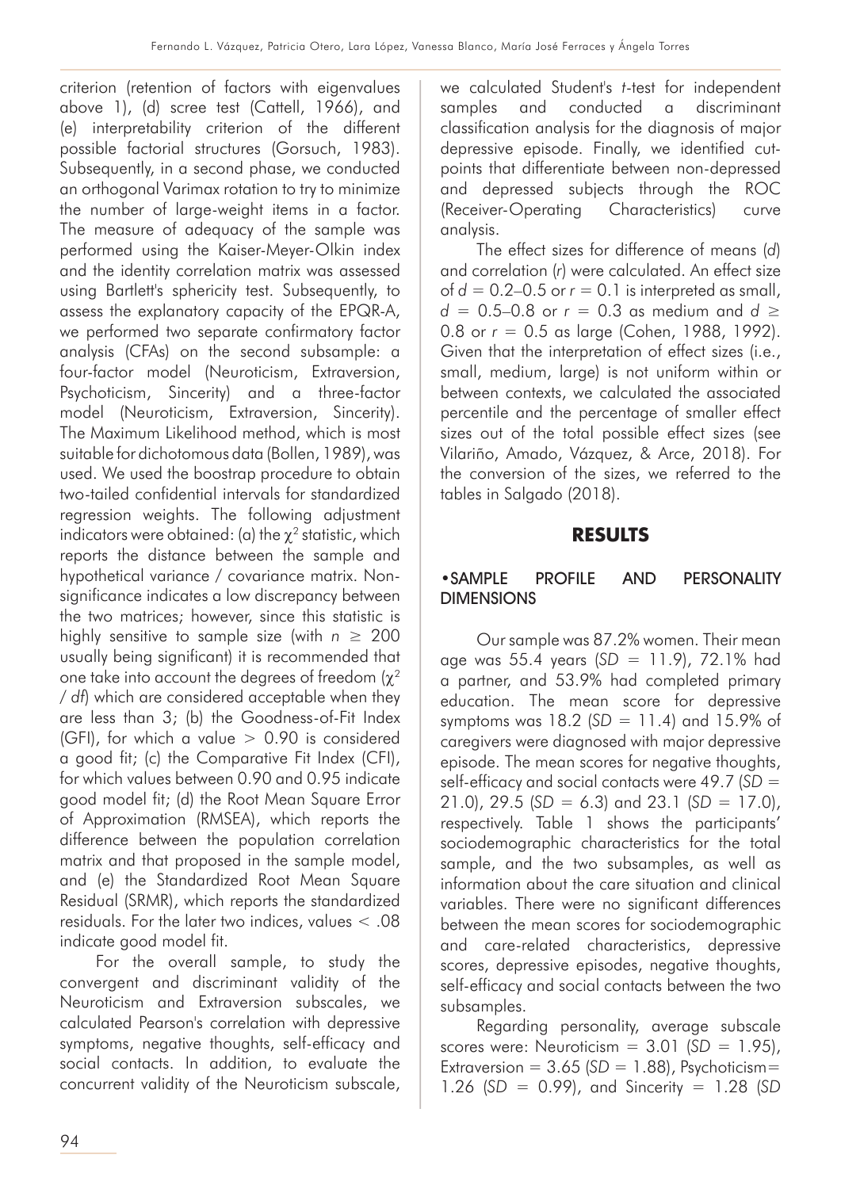criterion (retention of factors with eigenvalues above 1), (d) scree test (Cattell, 1966), and (e) interpretability criterion of the different possible factorial structures (Gorsuch, 1983). Subsequently, in a second phase, we conducted an orthogonal Varimax rotation to try to minimize the number of large-weight items in a factor. The measure of adequacy of the sample was performed using the Kaiser-Meyer-Olkin index and the identity correlation matrix was assessed using Bartlett's sphericity test. Subsequently, to assess the explanatory capacity of the EPQR-A, we performed two separate confirmatory factor analysis (CFAs) on the second subsample: a four-factor model (Neuroticism, Extraversion, Psychoticism, Sincerity) and a three-factor model (Neuroticism, Extraversion, Sincerity). The Maximum Likelihood method, which is most suitable for dichotomous data (Bollen, 1989), was used. We used the boostrap procedure to obtain two-tailed confidential intervals for standardized regression weights. The following adjustment indicators were obtained: (a) the $\chi^2$ statistic, which reports the distance between the sample and hypothetical variance / covariance matrix. Non-significance indicates a low discrepancy between the two matrices; however, since this statistic is highly sensitive to sample size (with $n \geq 200$ usually being significant) it is recommended that one take into account the degrees of freedom ($\chi^2$ / *df*) which are considered acceptable when they are less than 3; (b) the Goodness-of-Fit Index (GFI), for which a value $> 0.90$ is considered a good fit; (c) the Comparative Fit Index (CFI), for which values between 0.90 and 0.95 indicate good model fit; (d) the Root Mean Square Error of Approximation (RMSEA), which reports the difference between the population correlation matrix and that proposed in the sample model, and (e) the Standardized Root Mean Square Residual (SRMR), which reports the standardized residuals. For the later two indices, values $< .08$ indicate good model fit.

For the overall sample, to study the convergent and discriminant validity of the Neuroticism and Extraversion subscales, we calculated Pearson's correlation with depressive symptoms, negative thoughts, self-efficacy and social contacts. In addition, to evaluate the concurrent validity of the Neuroticism subscale, we calculated Student's *t*-test for independent samples and conducted a discriminant classification analysis for the diagnosis of major depressive episode. Finally, we identified cut-points that differentiate between non-depressed and depressed subjects through the ROC (Receiver-Operating Characteristics) curve analysis.

The effect sizes for difference of means (*d*) and correlation (*r*) were calculated. An effect size of $d = 0.2$–$0.5$ or $r = 0.1$ is interpreted as small, $d = 0.5$–$0.8$ or $r = 0.3$ as medium and $d \geq 0.8$ or $r = 0.5$ as large (Cohen, 1988, 1992). Given that the interpretation of effect sizes (i.e., small, medium, large) is not uniform within or between contexts, we calculated the associated percentile and the percentage of smaller effect sizes out of the total possible effect sizes (see Vilariño, Amado, Vázquez, & Arce, 2018). For the conversion of the sizes, we referred to the tables in Salgado (2018).

## RESULTS

### •SAMPLE PROFILE AND PERSONALITY DIMENSIONS

Our sample was 87.2% women. Their mean age was 55.4 years (*SD* = 11.9), 72.1% had a partner, and 53.9% had completed primary education. The mean score for depressive symptoms was 18.2 (*SD* = 11.4) and 15.9% of caregivers were diagnosed with major depressive episode. The mean scores for negative thoughts, self-efficacy and social contacts were 49.7 (*SD* = 21.0), 29.5 (*SD* = 6.3) and 23.1 (*SD* = 17.0), respectively. Table 1 shows the participants' sociodemographic characteristics for the total sample, and the two subsamples, as well as information about the care situation and clinical variables. There were no significant differences between the mean scores for sociodemographic and care-related characteristics, depressive scores, depressive episodes, negative thoughts, self-efficacy and social contacts between the two subsamples.

Regarding personality, average subscale scores were: Neuroticism = 3.01 (*SD* = 1.95), Extraversion = 3.65 (*SD* = 1.88), Psychoticism= 1.26 (*SD* = 0.99), and Sincerity = 1.28 (*SD*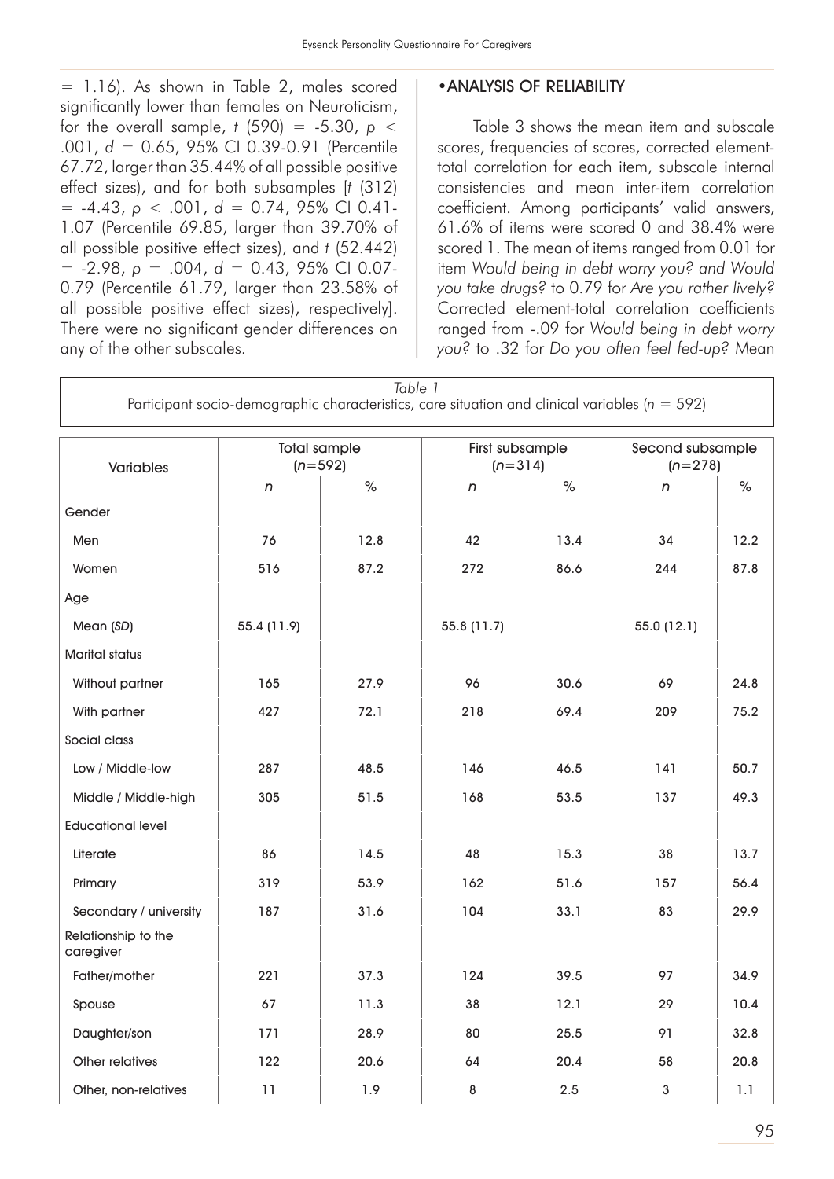= 1.16). As shown in Table 2, males scored significantly lower than females on Neuroticism, for the overall sample, $t$ (590) = -5.30, $p$ < .001, $d$ = 0.65, 95% CI 0.39-0.91 (Percentile 67.72, larger than 35.44% of all possible positive effect sizes), and for both subsamples [$t$ (312) = -4.43, $p$ < .001, $d$ = 0.74, 95% CI 0.41-1.07 (Percentile 69.85, larger than 39.70% of all possible positive effect sizes), and $t$ (52.442) = -2.98, $p$ = .004, $d$ = 0.43, 95% CI 0.07-0.79 (Percentile 61.79, larger than 23.58% of all possible positive effect sizes), respectively]. There were no significant gender differences on any of the other subscales.

## •ANALYSIS OF RELIABILITY

Table 3 shows the mean item and subscale scores, frequencies of scores, corrected element-total correlation for each item, subscale internal consistencies and mean inter-item correlation coefficient. Among participants' valid answers, 61.6% of items were scored 0 and 38.4% were scored 1. The mean of items ranged from 0.01 for item *Would being in debt worry you?* and *Would you take drugs?* to 0.79 for *Are you rather lively?* Corrected element-total correlation coefficients ranged from -.09 for *Would being in debt worry you?* to .32 for *Do you often feel fed-up?* Mean

*Table 1*
Participant socio-demographic characteristics, care situation and clinical variables ($n$ = 592)

| Variables | Total sample ($n$=592) | | First subsample ($n$=314) | | Second subsample ($n$=278) | |
|---|---|---|---|---|---|---|
| | *n* | % | *n* | % | *n* | % |
| Gender | | | | | | |
| Men | 76 | 12.8 | 42 | 13.4 | 34 | 12.2 |
| Women | 516 | 87.2 | 272 | 86.6 | 244 | 87.8 |
| Age | | | | | | |
| Mean (*SD*) | 55.4 (11.9) | | 55.8 (11.7) | | 55.0 (12.1) | |
| Marital status | | | | | | |
| Without partner | 165 | 27.9 | 96 | 30.6 | 69 | 24.8 |
| With partner | 427 | 72.1 | 218 | 69.4 | 209 | 75.2 |
| Social class | | | | | | |
| Low / Middle-low | 287 | 48.5 | 146 | 46.5 | 141 | 50.7 |
| Middle / Middle-high | 305 | 51.5 | 168 | 53.5 | 137 | 49.3 |
| Educational level | | | | | | |
| Literate | 86 | 14.5 | 48 | 15.3 | 38 | 13.7 |
| Primary | 319 | 53.9 | 162 | 51.6 | 157 | 56.4 |
| Secondary / university | 187 | 31.6 | 104 | 33.1 | 83 | 29.9 |
| Relationship to the caregiver | | | | | | |
| Father/mother | 221 | 37.3 | 124 | 39.5 | 97 | 34.9 |
| Spouse | 67 | 11.3 | 38 | 12.1 | 29 | 10.4 |
| Daughter/son | 171 | 28.9 | 80 | 25.5 | 91 | 32.8 |
| Other relatives | 122 | 20.6 | 64 | 20.4 | 58 | 20.8 |
| Other, non-relatives | 11 | 1.9 | 8 | 2.5 | 3 | 1.1 |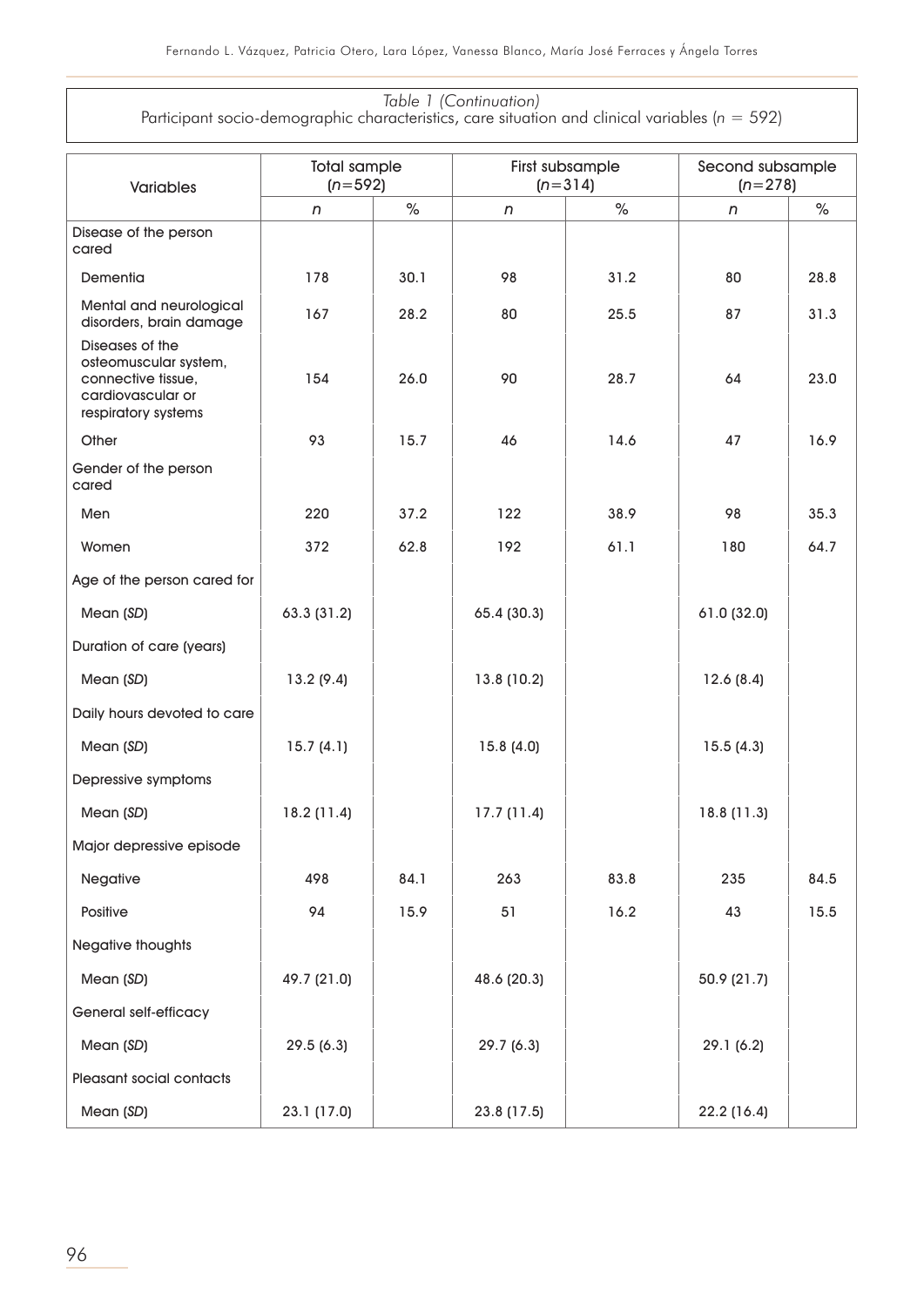*Table 1 (Continuation)*
Participant socio-demographic characteristics, care situation and clinical variables ($n$ = 592)

| Variables | Total sample ($n$=592) | | First subsample ($n$=314) | | Second subsample ($n$=278) | |
|---|---|---|---|---|---|---|
| | *n* | % | *n* | % | *n* | % |
| Disease of the person cared | | | | | | |
| Dementia | 178 | 30.1 | 98 | 31.2 | 80 | 28.8 |
| Mental and neurological disorders, brain damage | 167 | 28.2 | 80 | 25.5 | 87 | 31.3 |
| Diseases of the osteomuscular system, connective tissue, cardiovascular or respiratory systems | 154 | 26.0 | 90 | 28.7 | 64 | 23.0 |
| Other | 93 | 15.7 | 46 | 14.6 | 47 | 16.9 |
| Gender of the person cared | | | | | | |
| Men | 220 | 37.2 | 122 | 38.9 | 98 | 35.3 |
| Women | 372 | 62.8 | 192 | 61.1 | 180 | 64.7 |
| Age of the person cared for | | | | | | |
| Mean (*SD*) | 63.3 (31.2) | | 65.4 (30.3) | | 61.0 (32.0) | |
| Duration of care (years) | | | | | | |
| Mean (*SD*) | 13.2 (9.4) | | 13.8 (10.2) | | 12.6 (8.4) | |
| Daily hours devoted to care | | | | | | |
| Mean (*SD*) | 15.7 (4.1) | | 15.8 (4.0) | | 15.5 (4.3) | |
| Depressive symptoms | | | | | | |
| Mean (*SD*) | 18.2 (11.4) | | 17.7 (11.4) | | 18.8 (11.3) | |
| Major depressive episode | | | | | | |
| Negative | 498 | 84.1 | 263 | 83.8 | 235 | 84.5 |
| Positive | 94 | 15.9 | 51 | 16.2 | 43 | 15.5 |
| Negative thoughts | | | | | | |
| Mean (*SD*) | 49.7 (21.0) | | 48.6 (20.3) | | 50.9 (21.7) | |
| General self-efficacy | | | | | | |
| Mean (*SD*) | 29.5 (6.3) | | 29.7 (6.3) | | 29.1 (6.2) | |
| Pleasant social contacts | | | | | | |
| Mean (*SD*) | 23.1 (17.0) | | 23.8 (17.5) | | 22.2 (16.4) | |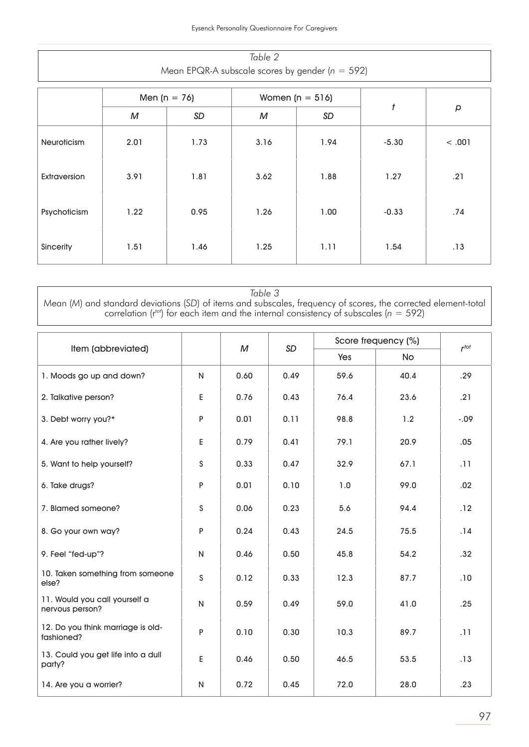*Table 2*
Mean EPQR-A subscale scores by gender ($n$ = 592)

| | Men (n = 76) | | Women (n = 516) | | $t$ | $p$ |
|---|---|---|---|---|---|---|
| | $M$ | $SD$ | $M$ | $SD$ | | |
| Neuroticism | 2.01 | 1.73 | 3.16 | 1.94 | -5.30 | < .001 |
| Extraversion | 3.91 | 1.81 | 3.62 | 1.88 | 1.27 | .21 |
| Psychoticism | 1.22 | 0.95 | 1.26 | 1.00 | -0.33 | .74 |
| Sincerity | 1.51 | 1.46 | 1.25 | 1.11 | 1.54 | .13 |

*Table 3*
Mean ($M$) and standard deviations ($SD$) of items and subscales, frequency of scores, the corrected element-total correlation ($r^{tot}$) for each item and the internal consistency of subscales ($n$ = 592)

| Item (abbreviated) | | $M$ | $SD$ | Score frequency (%) | | $r^{tot}$ |
|---|---|---|---|---|---|---|
| | | | | Yes | No | |
| 1. Moods go up and down? | N | 0.60 | 0.49 | 59.6 | 40.4 | .29 |
| 2. Talkative person? | E | 0.76 | 0.43 | 76.4 | 23.6 | .21 |
| 3. Debt worry you?* | P | 0.01 | 0.11 | 98.8 | 1.2 | -.09 |
| 4. Are you rather lively? | E | 0.79 | 0.41 | 79.1 | 20.9 | .05 |
| 5. Want to help yourself? | S | 0.33 | 0.47 | 32.9 | 67.1 | .11 |
| 6. Take drugs? | P | 0.01 | 0.10 | 1.0 | 99.0 | .02 |
| 7. Blamed someone? | S | 0.06 | 0.23 | 5.6 | 94.4 | .12 |
| 8. Go your own way? | P | 0.24 | 0.43 | 24.5 | 75.5 | .14 |
| 9. Feel "fed-up"? | N | 0.46 | 0.50 | 45.8 | 54.2 | .32 |
| 10. Taken something from someone else? | S | 0.12 | 0.33 | 12.3 | 87.7 | .10 |
| 11. Would you call yourself a nervous person? | N | 0.59 | 0.49 | 59.0 | 41.0 | .25 |
| 12. Do you think marriage is old-fashioned? | P | 0.10 | 0.30 | 10.3 | 89.7 | .11 |
| 13. Could you get life into a dull party? | E | 0.46 | 0.50 | 46.5 | 53.5 | .13 |
| 14. Are you a worrier? | N | 0.72 | 0.45 | 72.0 | 28.0 | .23 |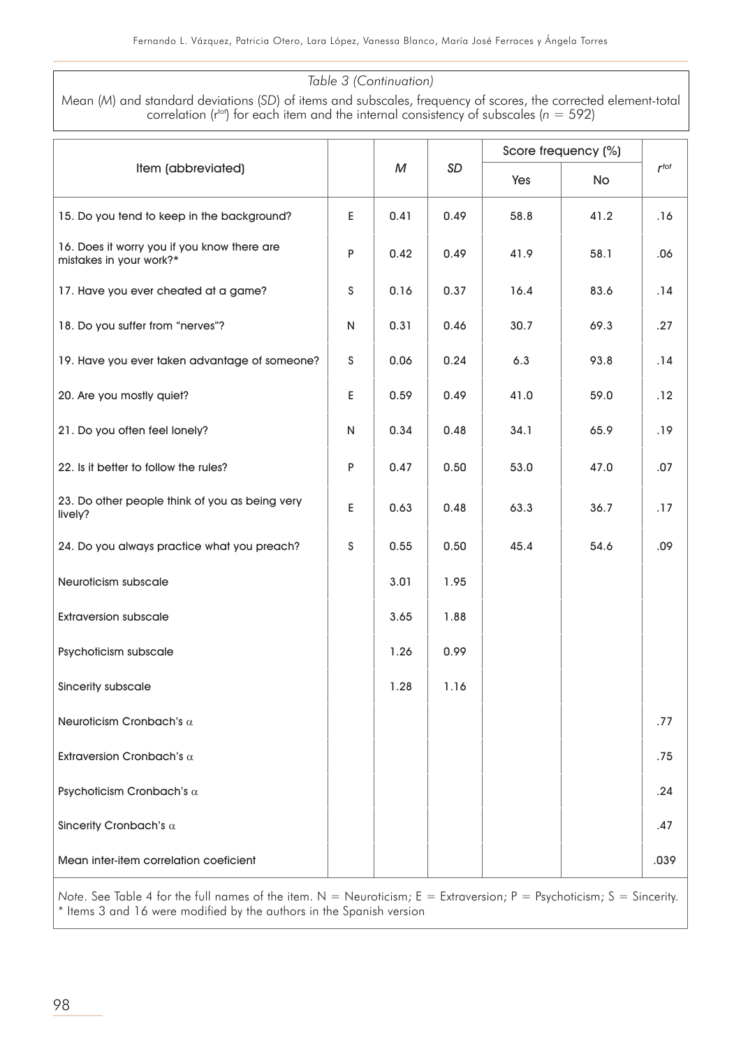*Table 3 (Continuation)*

Mean (*M*) and standard deviations (*SD*) of items and subscales, frequency of scores, the corrected element-total correlation ($r^{tot}$) for each item and the internal consistency of subscales ($n = 592$)

| Item (abbreviated) | | *M* | *SD* | Score frequency (%) | | $r^{tot}$ |
|---|---|---|---|---|---|---|
| | | | | Yes | No | |
| 15. Do you tend to keep in the background? | E | 0.41 | 0.49 | 58.8 | 41.2 | .16 |
| 16. Does it worry you if you know there are mistakes in your work?* | P | 0.42 | 0.49 | 41.9 | 58.1 | .06 |
| 17. Have you ever cheated at a game? | S | 0.16 | 0.37 | 16.4 | 83.6 | .14 |
| 18. Do you suffer from "nerves"? | N | 0.31 | 0.46 | 30.7 | 69.3 | .27 |
| 19. Have you ever taken advantage of someone? | S | 0.06 | 0.24 | 6.3 | 93.8 | .14 |
| 20. Are you mostly quiet? | E | 0.59 | 0.49 | 41.0 | 59.0 | .12 |
| 21. Do you often feel lonely? | N | 0.34 | 0.48 | 34.1 | 65.9 | .19 |
| 22. Is it better to follow the rules? | P | 0.47 | 0.50 | 53.0 | 47.0 | .07 |
| 23. Do other people think of you as being very lively? | E | 0.63 | 0.48 | 63.3 | 36.7 | .17 |
| 24. Do you always practice what you preach? | S | 0.55 | 0.50 | 45.4 | 54.6 | .09 |
| Neuroticism subscale | | 3.01 | 1.95 | | | |
| Extraversion subscale | | 3.65 | 1.88 | | | |
| Psychoticism subscale | | 1.26 | 0.99 | | | |
| Sincerity subscale | | 1.28 | 1.16 | | | |
| Neuroticism Cronbach's $\alpha$ | | | | | | .77 |
| Extraversion Cronbach's $\alpha$ | | | | | | .75 |
| Psychoticism Cronbach's $\alpha$ | | | | | | .24 |
| Sincerity Cronbach's $\alpha$ | | | | | | .47 |
| Mean inter-item correlation coeficient | | | | | | .039 |

*Note*. See Table 4 for the full names of the item. N = Neuroticism; E = Extraversion; P = Psychoticism; S = Sincerity.
* Items 3 and 16 were modified by the authors in the Spanish version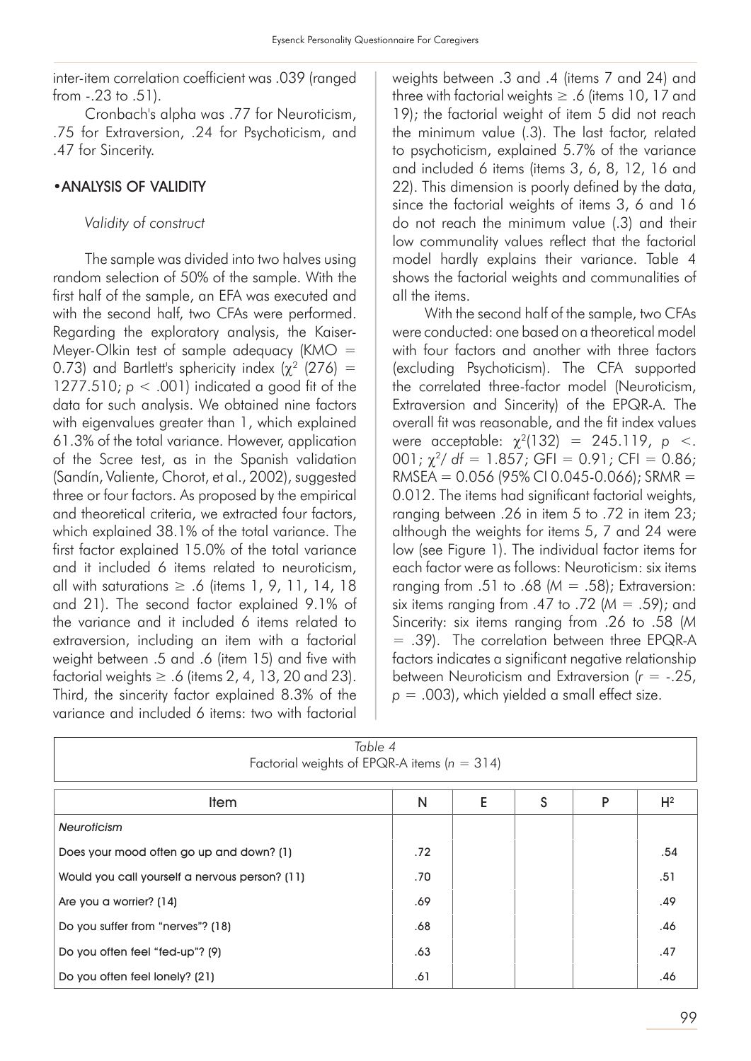inter-item correlation coefficient was .039 (ranged from -.23 to .51).

Cronbach's alpha was .77 for Neuroticism, .75 for Extraversion, .24 for Psychoticism, and .47 for Sincerity.

## •ANALYSIS OF VALIDITY

### *Validity of construct*

The sample was divided into two halves using random selection of 50% of the sample. With the first half of the sample, an EFA was executed and with the second half, two CFAs were performed. Regarding the exploratory analysis, the Kaiser-Meyer-Olkin test of sample adequacy (KMO = 0.73) and Bartlett's sphericity index ($\chi^2$ (276) = 1277.510; $p < .001$) indicated a good fit of the data for such analysis. We obtained nine factors with eigenvalues greater than 1, which explained 61.3% of the total variance. However, application of the Scree test, as in the Spanish validation (Sandín, Valiente, Chorot, et al., 2002), suggested three or four factors. As proposed by the empirical and theoretical criteria, we extracted four factors, which explained 38.1% of the total variance. The first factor explained 15.0% of the total variance and it included 6 items related to neuroticism, all with saturations ≥ .6 (items 1, 9, 11, 14, 18 and 21). The second factor explained 9.1% of the variance and it included 6 items related to extraversion, including an item with a factorial weight between .5 and .6 (item 15) and five with factorial weights ≥ .6 (items 2, 4, 13, 20 and 23). Third, the sincerity factor explained 8.3% of the variance and included 6 items: two with factorial weights between .3 and .4 (items 7 and 24) and three with factorial weights ≥ .6 (items 10, 17 and 19); the factorial weight of item 5 did not reach the minimum value (.3). The last factor, related to psychoticism, explained 5.7% of the variance and included 6 items (items 3, 6, 8, 12, 16 and 22). This dimension is poorly defined by the data, since the factorial weights of items 3, 6 and 16 do not reach the minimum value (.3) and their low communality values reflect that the factorial model hardly explains their variance. Table 4 shows the factorial weights and communalities of all the items.

With the second half of the sample, two CFAs were conducted: one based on a theoretical model with four factors and another with three factors (excluding Psychoticism). The CFA supported the correlated three-factor model (Neuroticism, Extraversion and Sincerity) of the EPQR-A. The overall fit was reasonable, and the fit index values were acceptable: $\chi^2(132) = 245.119$, $p < .001$; $\chi^2/df = 1.857$; GFI = 0.91; CFI = 0.86; RMSEA = 0.056 (95% CI 0.045-0.066); SRMR = 0.012. The items had significant factorial weights, ranging between .26 in item 5 to .72 in item 23; although the weights for items 5, 7 and 24 were low (see Figure 1). The individual factor items for each factor were as follows: Neuroticism: six items ranging from .51 to .68 ($M = .58$); Extraversion: six items ranging from .47 to .72 ($M = .59$); and Sincerity: six items ranging from .26 to .58 ($M = .39$). The correlation between three EPQR-A factors indicates a significant negative relationship between Neuroticism and Extraversion ($r = -.25$, $p = .003$), which yielded a small effect size.

*Table 4*
Factorial weights of EPQR-A items ($n = 314$)

| Item | N | E | S | P | $H^2$ |
|---|---|---|---|---|---|
| *Neuroticism* | | | | | |
| Does your mood often go up and down? (1) | .72 | | | | .54 |
| Would you call yourself a nervous person? (11) | .70 | | | | .51 |
| Are you a worrier? (14) | .69 | | | | .49 |
| Do you suffer from "nerves"? (18) | .68 | | | | .46 |
| Do you often feel "fed-up"? (9) | .63 | | | | .47 |
| Do you often feel lonely? (21) | .61 | | | | .46 |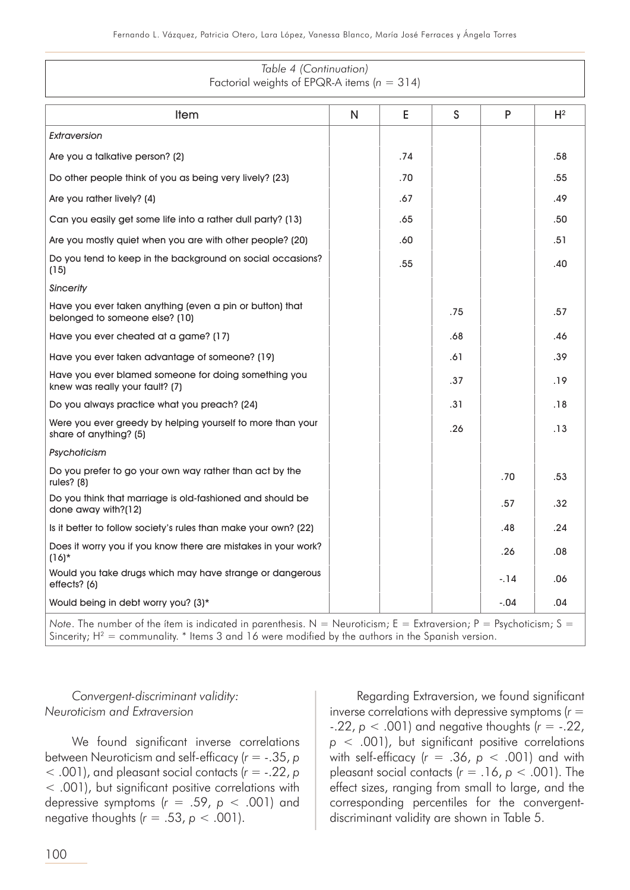*Table 4 (Continuation)*
Factorial weights of EPQR-A items ($n$ = 314)

| Item | N | E | S | P | $H^2$ |
|---|---|---|---|---|---|
| *Extraversion* | | | | | |
| Are you a talkative person? (2) | | .74 | | | .58 |
| Do other people think of you as being very lively? (23) | | .70 | | | .55 |
| Are you rather lively? (4) | | .67 | | | .49 |
| Can you easily get some life into a rather dull party? (13) | | .65 | | | .50 |
| Are you mostly quiet when you are with other people? (20) | | .60 | | | .51 |
| Do you tend to keep in the background on social occasions? (15) | | .55 | | | .40 |
| *Sincerity* | | | | | |
| Have you ever taken anything (even a pin or button) that belonged to someone else? (10) | | | .75 | | .57 |
| Have you ever cheated at a game? (17) | | | .68 | | .46 |
| Have you ever taken advantage of someone? (19) | | | .61 | | .39 |
| Have you ever blamed someone for doing something you knew was really your fault? (7) | | | .37 | | .19 |
| Do you always practice what you preach? (24) | | | .31 | | .18 |
| Were you ever greedy by helping yourself to more than your share of anything? (5) | | | .26 | | .13 |
| *Psychoticism* | | | | | |
| Do you prefer to go your own way rather than act by the rules? (8) | | | | .70 | .53 |
| Do you think that marriage is old-fashioned and should be done away with?(12) | | | | .57 | .32 |
| Is it better to follow society's rules than make your own? (22) | | | | .48 | .24 |
| Does it worry you if you know there are mistakes in your work? (16)* | | | | .26 | .08 |
| Would you take drugs which may have strange or dangerous effects? (6) | | | | -.14 | .06 |
| Would being in debt worry you? (3)* | | | | -.04 | .04 |

*Note*. The number of the ítem is indicated in parenthesis. N = Neuroticism; E = Extraversion; P = Psychoticism; S = Sincerity; $H^2$ = communality. * Items 3 and 16 were modified by the authors in the Spanish version.

### *Convergent-discriminant validity: Neuroticism and Extraversion*

We found significant inverse correlations between Neuroticism and self-efficacy ($r$ = -.35, $p$ < .001), and pleasant social contacts ($r$ = -.22, $p$ < .001), but significant positive correlations with depressive symptoms ($r$ = .59, $p$ < .001) and negative thoughts ($r$ = .53, $p$ < .001).

Regarding Extraversion, we found significant inverse correlations with depressive symptoms ($r$ = -.22, $p$ < .001) and negative thoughts ($r$ = -.22, $p$ < .001), but significant positive correlations with self-efficacy ($r$ = .36, $p$ < .001) and with pleasant social contacts ($r$ = .16, $p$ < .001). The effect sizes, ranging from small to large, and the corresponding percentiles for the convergent-discriminant validity are shown in Table 5.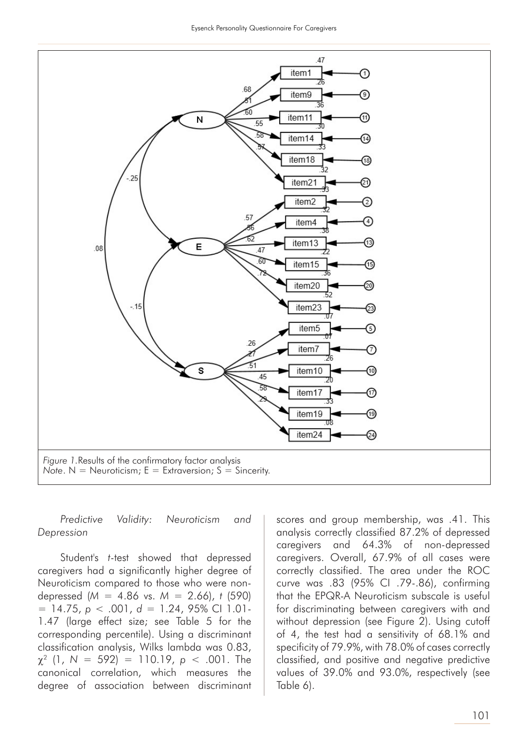*Figure 1.* Results of the confirmatory factor analysis
*Note*. N = Neuroticism; E = Extraversion; S = Sincerity.

*Predictive Validity: Neuroticism and Depression*

Student's *t*-test showed that depressed caregivers had a significantly higher degree of Neuroticism compared to those who were non-depressed ($M$ = 4.86 vs. $M$ = 2.66), $t$ (590) = 14.75, $p < .001$, $d$ = 1.24, 95% CI 1.01-1.47 (large effect size; see Table 5 for the corresponding percentile). Using a discriminant classification analysis, Wilks lambda was 0.83, $\chi^2$ (1, $N$ = 592) = 110.19, $p < .001$. The canonical correlation, which measures the degree of association between discriminant scores and group membership, was .41. This analysis correctly classified 87.2% of depressed caregivers and 64.3% of non-depressed caregivers. Overall, 67.9% of all cases were correctly classified. The area under the ROC curve was .83 (95% CI .79-.86), confirming that the EPQR-A Neuroticism subscale is useful for discriminating between caregivers with and without depression (see Figure 2). Using cutoff of 4, the test had a sensitivity of 68.1% and specificity of 79.9%, with 78.0% of cases correctly classified, and positive and negative predictive values of 39.0% and 93.0%, respectively (see Table 6).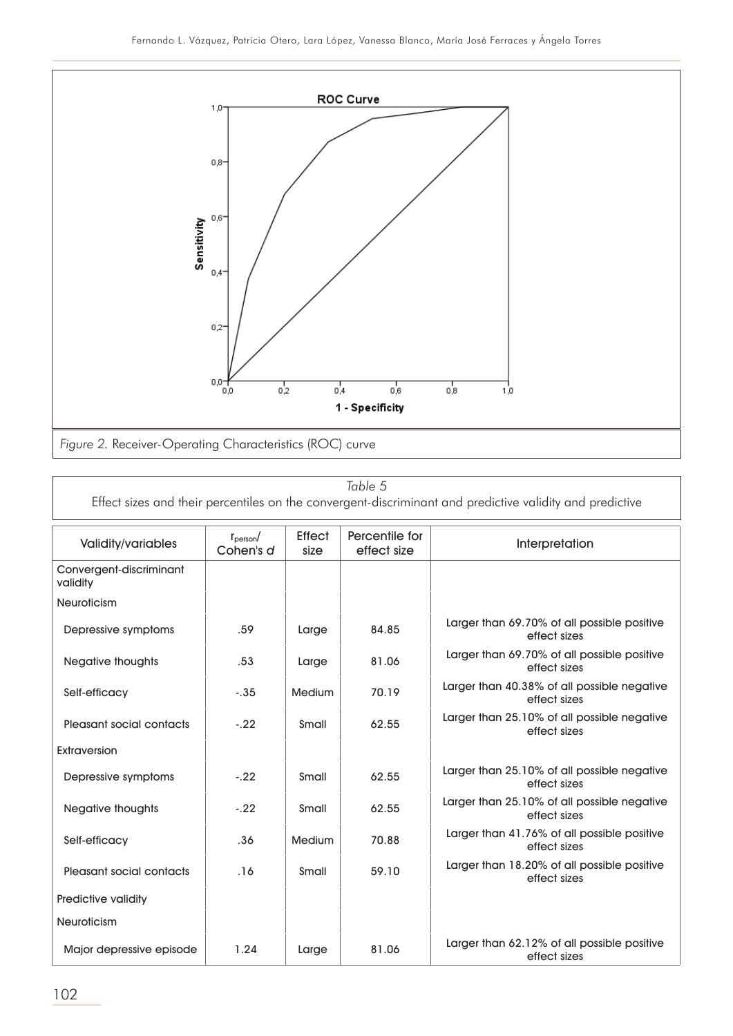*Figure 2.* Receiver-Operating Characteristics (ROC) curve

*Table 5*
Effect sizes and their percentiles on the convergent-discriminant and predictive validity and predictive

| Validity/variables | $r_{person}$/ Cohen's *d* | Effect size | Percentile for effect size | Interpretation |
|---|---|---|---|---|
| Convergent-discriminant validity | | | | |
| Neuroticism | | | | |
| Depressive symptoms | .59 | Large | 84.85 | Larger than 69.70% of all possible positive effect sizes |
| Negative thoughts | .53 | Large | 81.06 | Larger than 69.70% of all possible positive effect sizes |
| Self-efficacy | -.35 | Medium | 70.19 | Larger than 40.38% of all possible negative effect sizes |
| Pleasant social contacts | -.22 | Small | 62.55 | Larger than 25.10% of all possible negative effect sizes |
| Extraversion | | | | |
| Depressive symptoms | -.22 | Small | 62.55 | Larger than 25.10% of all possible negative effect sizes |
| Negative thoughts | -.22 | Small | 62.55 | Larger than 25.10% of all possible negative effect sizes |
| Self-efficacy | .36 | Medium | 70.88 | Larger than 41.76% of all possible positive effect sizes |
| Pleasant social contacts | .16 | Small | 59.10 | Larger than 18.20% of all possible positive effect sizes |
| Predictive validity | | | | |
| Neuroticism | | | | |
| Major depressive episode | 1.24 | Large | 81.06 | Larger than 62.12% of all possible positive effect sizes |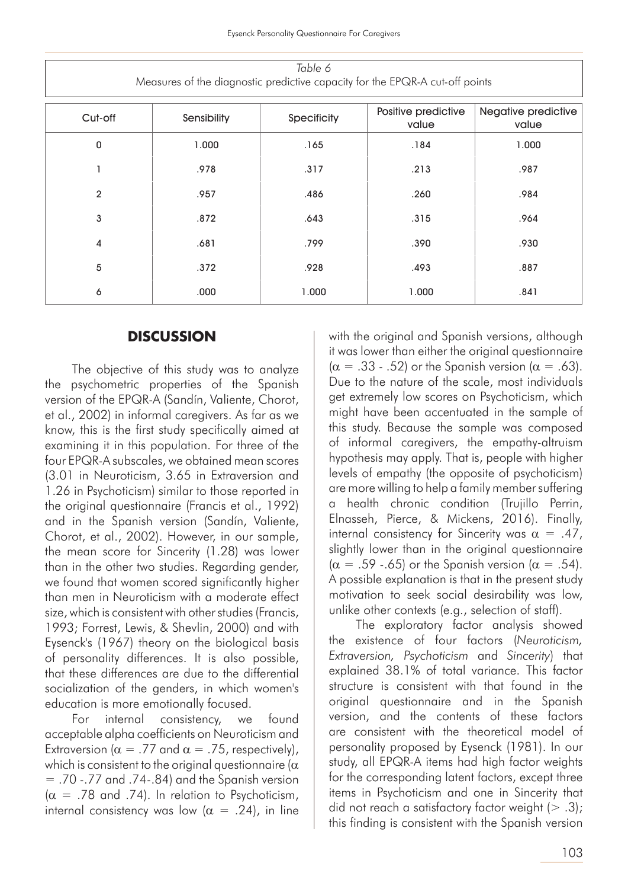*Table 6*
Measures of the diagnostic predictive capacity for the EPQR-A cut-off points

| Cut-off | Sensibility | Specificity | Positive predictive value | Negative predictive value |
|---|---|---|---|---|
| 0 | 1.000 | .165 | .184 | 1.000 |
| 1 | .978 | .317 | .213 | .987 |
| 2 | .957 | .486 | .260 | .984 |
| 3 | .872 | .643 | .315 | .964 |
| 4 | .681 | .799 | .390 | .930 |
| 5 | .372 | .928 | .493 | .887 |
| 6 | .000 | 1.000 | 1.000 | .841 |

## DISCUSSION

The objective of this study was to analyze the psychometric properties of the Spanish version of the EPQR-A (Sandín, Valiente, Chorot, et al., 2002) in informal caregivers. As far as we know, this is the first study specifically aimed at examining it in this population. For three of the four EPQR-A subscales, we obtained mean scores (3.01 in Neuroticism, 3.65 in Extraversion and 1.26 in Psychoticism) similar to those reported in the original questionnaire (Francis et al., 1992) and in the Spanish version (Sandín, Valiente, Chorot, et al., 2002). However, in our sample, the mean score for Sincerity (1.28) was lower than in the other two studies. Regarding gender, we found that women scored significantly higher than men in Neuroticism with a moderate effect size, which is consistent with other studies (Francis, 1993; Forrest, Lewis, & Shevlin, 2000) and with Eysenck's (1967) theory on the biological basis of personality differences. It is also possible, that these differences are due to the differential socialization of the genders, in which women's education is more emotionally focused.

For internal consistency, we found acceptable alpha coefficients on Neuroticism and Extraversion ($\alpha = .77$ and $\alpha = .75$, respectively), which is consistent to the original questionnaire ($\alpha = .70$ -.77 and .74-.84) and the Spanish version ($\alpha = .78$ and .74). In relation to Psychoticism, internal consistency was low ($\alpha = .24$), in line with the original and Spanish versions, although it was lower than either the original questionnaire ($\alpha = .33$ - .52) or the Spanish version ($\alpha = .63$). Due to the nature of the scale, most individuals get extremely low scores on Psychoticism, which might have been accentuated in the sample of this study. Because the sample was composed of informal caregivers, the empathy-altruism hypothesis may apply. That is, people with higher levels of empathy (the opposite of psychoticism) are more willing to help a family member suffering a health chronic condition (Trujillo Perrin, Elnasseh, Pierce, & Mickens, 2016). Finally, internal consistency for Sincerity was $\alpha = .47$, slightly lower than in the original questionnaire ($\alpha = .59$ -.65) or the Spanish version ($\alpha = .54$). A possible explanation is that in the present study motivation to seek social desirability was low, unlike other contexts (e.g., selection of staff).

The exploratory factor analysis showed the existence of four factors (*Neuroticism, Extraversion, Psychoticism* and *Sincerity*) that explained 38.1% of total variance. This factor structure is consistent with that found in the original questionnaire and in the Spanish version, and the contents of these factors are consistent with the theoretical model of personality proposed by Eysenck (1981). In our study, all EPQR-A items had high factor weights for the corresponding latent factors, except three items in Psychoticism and one in Sincerity that did not reach a satisfactory factor weight ($> .3$); this finding is consistent with the Spanish version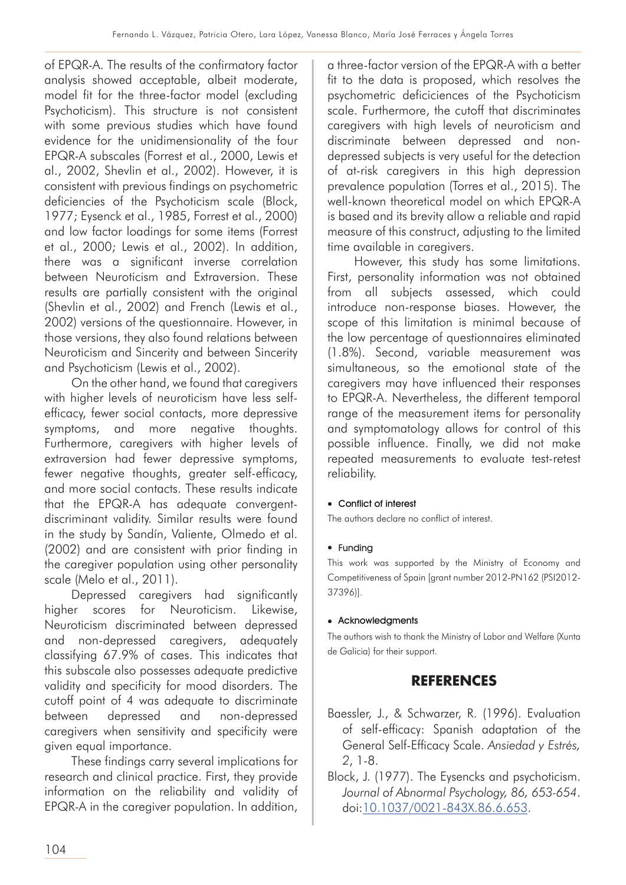of EPQR-A. The results of the confirmatory factor analysis showed acceptable, albeit moderate, model fit for the three-factor model (excluding Psychoticism). This structure is not consistent with some previous studies which have found evidence for the unidimensionality of the four EPQR-A subscales (Forrest et al., 2000, Lewis et al., 2002, Shevlin et al., 2002). However, it is consistent with previous findings on psychometric deficiencies of the Psychoticism scale (Block, 1977; Eysenck et al., 1985, Forrest et al., 2000) and low factor loadings for some items (Forrest et al., 2000; Lewis et al., 2002). In addition, there was a significant inverse correlation between Neuroticism and Extraversion. These results are partially consistent with the original (Shevlin et al., 2002) and French (Lewis et al., 2002) versions of the questionnaire. However, in those versions, they also found relations between Neuroticism and Sincerity and between Sincerity and Psychoticism (Lewis et al., 2002).

On the other hand, we found that caregivers with higher levels of neuroticism have less self-efficacy, fewer social contacts, more depressive symptoms, and more negative thoughts. Furthermore, caregivers with higher levels of extraversion had fewer depressive symptoms, fewer negative thoughts, greater self-efficacy, and more social contacts. These results indicate that the EPQR-A has adequate convergent-discriminant validity. Similar results were found in the study by Sandín, Valiente, Olmedo et al. (2002) and are consistent with prior finding in the caregiver population using other personality scale (Melo et al., 2011).

Depressed caregivers had significantly higher scores for Neuroticism. Likewise, Neuroticism discriminated between depressed and non-depressed caregivers, adequately classifying 67.9% of cases. This indicates that this subscale also possesses adequate predictive validity and specificity for mood disorders. The cutoff point of 4 was adequate to discriminate between depressed and non-depressed caregivers when sensitivity and specificity were given equal importance.

These findings carry several implications for research and clinical practice. First, they provide information on the reliability and validity of EPQR-A in the caregiver population. In addition, a three-factor version of the EPQR-A with a better fit to the data is proposed, which resolves the psychometric deficiciences of the Psychoticism scale. Furthermore, the cutoff that discriminates caregivers with high levels of neuroticism and discriminate between depressed and non-depressed subjects is very useful for the detection of at-risk caregivers in this high depression prevalence population (Torres et al., 2015). The well-known theoretical model on which EPQR-A is based and its brevity allow a reliable and rapid measure of this construct, adjusting to the limited time available in caregivers.

However, this study has some limitations. First, personality information was not obtained from all subjects assessed, which could introduce non-response biases. However, the scope of this limitation is minimal because of the low percentage of questionnaires eliminated (1.8%). Second, variable measurement was simultaneous, so the emotional state of the caregivers may have influenced their responses to EPQR-A. Nevertheless, the different temporal range of the measurement items for personality and symptomatology allows for control of this possible influence. Finally, we did not make repeated measurements to evaluate test-retest reliability.

- **Conflict of interest**

The authors declare no conflict of interest.

- **Funding**

This work was supported by the Ministry of Economy and Competitiveness of Spain [grant number 2012-PN162 (PSI2012-37396)].

- **Acknowledgments**

The authors wish to thank the Ministry of Labor and Welfare (Xunta de Galicia) for their support.

## REFERENCES

Baessler, J., & Schwarzer, R. (1996). Evaluation of self-efficacy: Spanish adaptation of the General Self-Efficacy Scale. *Ansiedad y Estrés, 2*, 1-8.

Block, J. (1977). The Eysencks and psychoticism. *Journal of Abnormal Psychology, 86, 653-654*. doi:10.1037/0021-843X.86.6.653.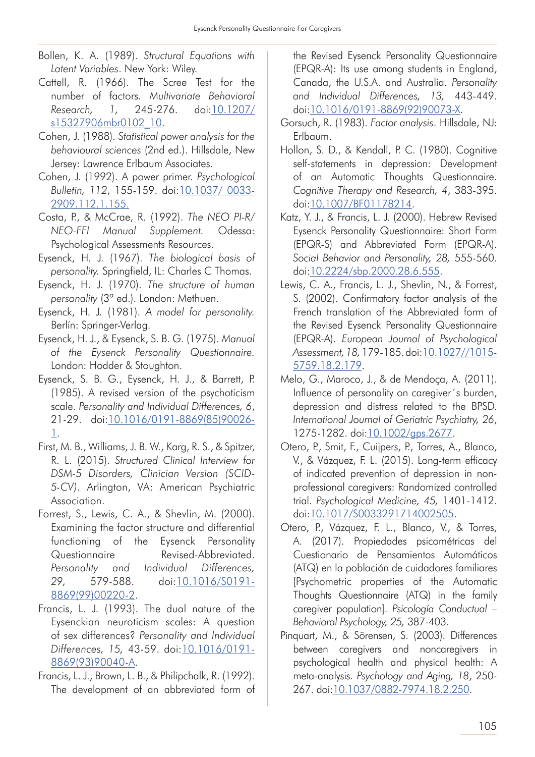Bollen, K. A. (1989). *Structural Equations with Latent Variables*. New York: Wiley.

Cattell, R. (1966). The Scree Test for the number of factors. *Multivariate Behavioral Research, 1*, 245-276. doi:10.1207/s15327906mbr0102_10.

Cohen, J. (1988). *Statistical power analysis for the behavioural sciences* (2nd ed.). Hillsdale, New Jersey: Lawrence Erlbaum Associates.

Cohen, J. (1992). A power primer. *Psychological Bulletin, 112*, 155-159. doi:10.1037/ 0033-2909.112.1.155.

Costa, P., & McCrae, R. (1992). *The NEO PI-R/ NEO-FFI Manual Supplement*. Odessa: Psychological Assessments Resources.

Eysenck, H. J. (1967). *The biological basis of personality*. Springfield, IL: Charles C Thomas.

Eysenck, H. J. (1970). *The structure of human personality* (3ª ed.). London: Methuen.

Eysenck, H. J. (1981). *A model for personality*. Berlín: Springer-Verlag.

Eysenck, H. J., & Eysenck, S. B. G. (1975). *Manual of the Eysenck Personality Questionnaire*. London: Hodder & Stoughton.

Eysenck, S. B. G., Eysenck, H. J., & Barrett, P. (1985). A revised version of the psychoticism scale. *Personality and Individual Differences, 6*, 21-29. doi:10.1016/0191-8869(85)90026-1.

First, M. B., Williams, J. B. W., Karg, R. S., & Spitzer, R. L. (2015). *Structured Clinical Interview for DSM-5 Disorders, Clinician Version (SCID-5-CV)*. Arlington, VA: American Psychiatric Association.

Forrest, S., Lewis, C. A., & Shevlin, M. (2000). Examining the factor structure and differential functioning of the Eysenck Personality Questionnaire Revised-Abbreviated. *Personality and Individual Differences, 29*, 579-588. doi:10.1016/S0191-8869(99)00220-2.

Francis, L. J. (1993). The dual nature of the Eysenckian neuroticism scales: A question of sex differences? *Personality and Individual Differences, 15*, 43-59. doi:10.1016/0191-8869(93)90040-A.

Francis, L. J., Brown, L. B., & Philipchalk, R. (1992). The development of an abbreviated form of the Revised Eysenck Personality Questionnaire (EPQR-A): Its use among students in England, Canada, the U.S.A. and Australia. *Personality and Individual Differences, 13*, 443-449. doi:10.1016/0191-8869(92)90073-X.

Gorsuch, R. (1983). *Factor analysis*. Hillsdale, NJ: Erlbaum.

Hollon, S. D., & Kendall, P. C. (1980). Cognitive self-statements in depression: Development of an Automatic Thoughts Questionnaire. *Cognitive Therapy and Research, 4*, 383-395. doi:10.1007/BF01178214.

Katz, Y. J., & Francis, L. J. (2000). Hebrew Revised Eysenck Personality Questionnaire: Short Form (EPQR-S) and Abbreviated Form (EPQR-A). *Social Behavior and Personality, 28*, 555-560. doi:10.2224/sbp.2000.28.6.555.

Lewis, C. A., Francis, L. J., Shevlin, N., & Forrest, S. (2002). Confirmatory factor analysis of the French translation of the Abbreviated form of the Revised Eysenck Personality Questionnaire (EPQR-A). *European Journal of Psychological Assessment, 18*, 179-185. doi:10.1027//1015-5759.18.2.179.

Melo, G., Maroco, J., & de Mendoça, A. (2011). Influence of personality on caregiver´s burden, depression and distress related to the BPSD. *International Journal of Geriatric Psychiatry, 26*, 1275-1282. doi:10.1002/gps.2677.

Otero, P., Smit, F., Cuijpers, P., Torres, A., Blanco, V., & Vázquez, F. L. (2015). Long-term efficacy of indicated prevention of depression in non-professional caregivers: Randomized controlled trial. *Psychological Medicine, 45*, 1401-1412. doi:10.1017/S0033291714002505.

Otero, P., Vázquez, F. L., Blanco, V., & Torres, A. (2017). Propiedades psicométricas del Cuestionario de Pensamientos Automáticos (ATQ) en la población de cuidadores familiares [Psychometric properties of the Automatic Thoughts Questionnaire (ATQ) in the family caregiver population]. *Psicología Conductual – Behavioral Psychology, 25*, 387-403.

Pinquart, M., & Sörensen, S. (2003). Differences between caregivers and noncaregivers in psychological health and physical health: A meta-analysis. *Psychology and Aging, 18*, 250-267. doi:10.1037/0882-7974.18.2.250.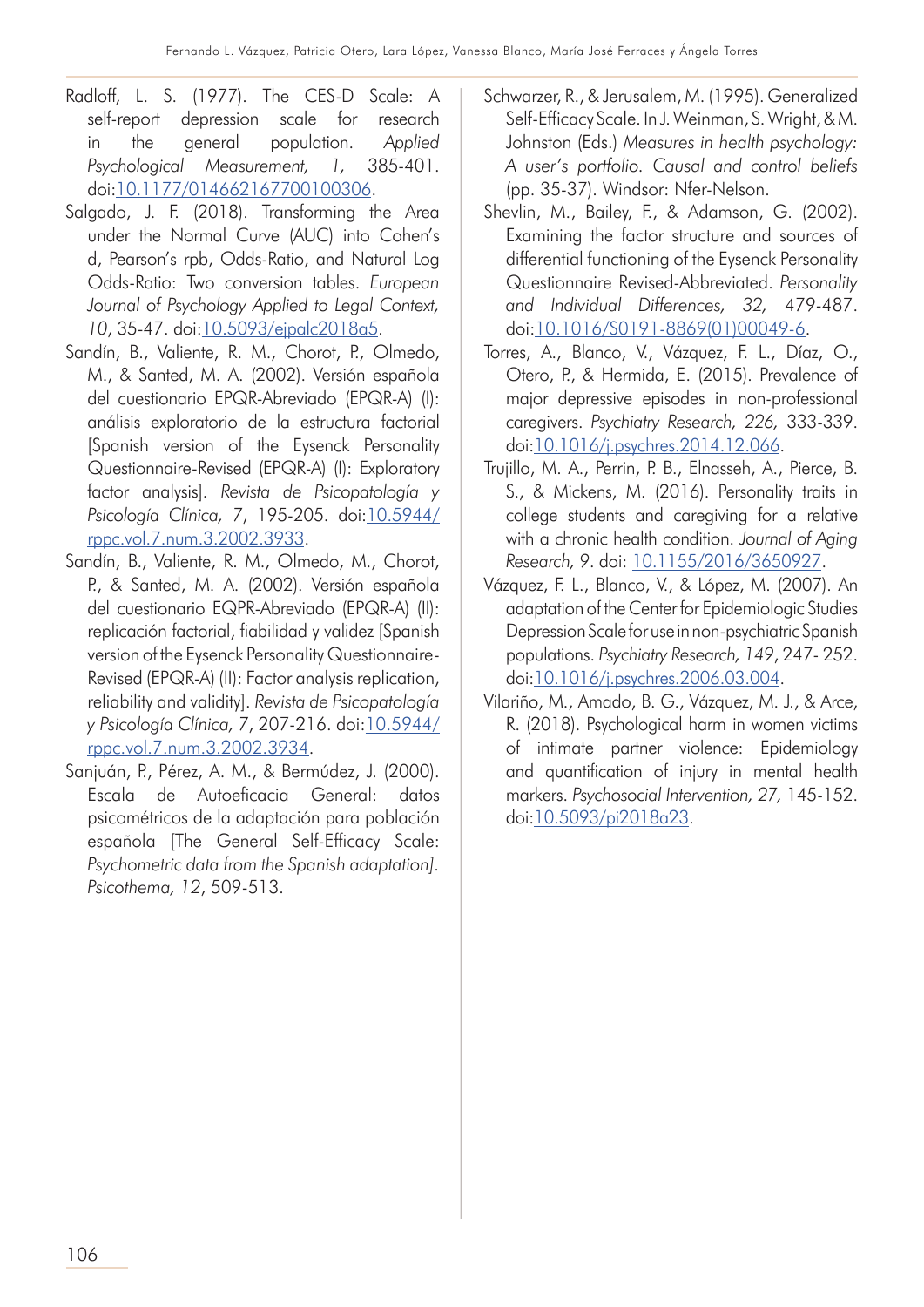Radloff, L. S. (1977). The CES-D Scale: A self-report depression scale for research in the general population. *Applied Psychological Measurement, 1,* 385-401. doi:10.1177/014662167700100306.

Salgado, J. F. (2018). Transforming the Area under the Normal Curve (AUC) into Cohen's d, Pearson's rpb, Odds-Ratio, and Natural Log Odds-Ratio: Two conversion tables. *European Journal of Psychology Applied to Legal Context, 10*, 35-47. doi:10.5093/ejpalc2018a5.

Sandín, B., Valiente, R. M., Chorot, P., Olmedo, M., & Santed, M. A. (2002). Versión española del cuestionario EPQR-Abreviado (EPQR-A) (I): análisis exploratorio de la estructura factorial [Spanish version of the Eysenck Personality Questionnaire-Revised (EPQR-A) (I): Exploratory factor analysis]. *Revista de Psicopatología y Psicología Clínica, 7*, 195-205. doi:10.5944/rppc.vol.7.num.3.2002.3933.

Sandín, B., Valiente, R. M., Olmedo, M., Chorot, P., & Santed, M. A. (2002). Versión española del cuestionario EQPR-Abreviado (EPQR-A) (II): replicación factorial, fiabilidad y validez [Spanish version of the Eysenck Personality Questionnaire-Revised (EPQR-A) (II): Factor analysis replication, reliability and validity]. *Revista de Psicopatología y Psicología Clínica, 7*, 207-216. doi:10.5944/rppc.vol.7.num.3.2002.3934.

Sanjuán, P., Pérez, A. M., & Bermúdez, J. (2000). Escala de Autoeficacia General: datos psicométricos de la adaptación para población española [The General Self-Efficacy Scale: *Psychometric data from the Spanish adaptation]. Psicothema, 12*, 509-513.

Schwarzer, R., & Jerusalem, M. (1995). Generalized Self-Efficacy Scale. In J. Weinman, S. Wright, & M. Johnston (Eds.) *Measures in health psychology: A user's portfolio. Causal and control beliefs* (pp. 35-37). Windsor: Nfer-Nelson.

Shevlin, M., Bailey, F., & Adamson, G. (2002). Examining the factor structure and sources of differential functioning of the Eysenck Personality Questionnaire Revised-Abbreviated. *Personality and Individual Differences, 32,* 479-487. doi:10.1016/S0191-8869(01)00049-6.

Torres, A., Blanco, V., Vázquez, F. L., Díaz, O., Otero, P., & Hermida, E. (2015). Prevalence of major depressive episodes in non-professional caregivers. *Psychiatry Research, 226,* 333-339. doi:10.1016/j.psychres.2014.12.066.

Trujillo, M. A., Perrin, P. B., Elnasseh, A., Pierce, B. S., & Mickens, M. (2016). Personality traits in college students and caregiving for a relative with a chronic health condition. *Journal of Aging Research, 9*. doi: 10.1155/2016/3650927.

Vázquez, F. L., Blanco, V., & López, M. (2007). An adaptation of the Center for Epidemiologic Studies Depression Scale for use in non-psychiatric Spanish populations. *Psychiatry Research, 149*, 247- 252. doi:10.1016/j.psychres.2006.03.004.

Vilariño, M., Amado, B. G., Vázquez, M. J., & Arce, R. (2018). Psychological harm in women victims of intimate partner violence: Epidemiology and quantification of injury in mental health markers. *Psychosocial Intervention, 27,* 145-152. doi:10.5093/pi2018a23.